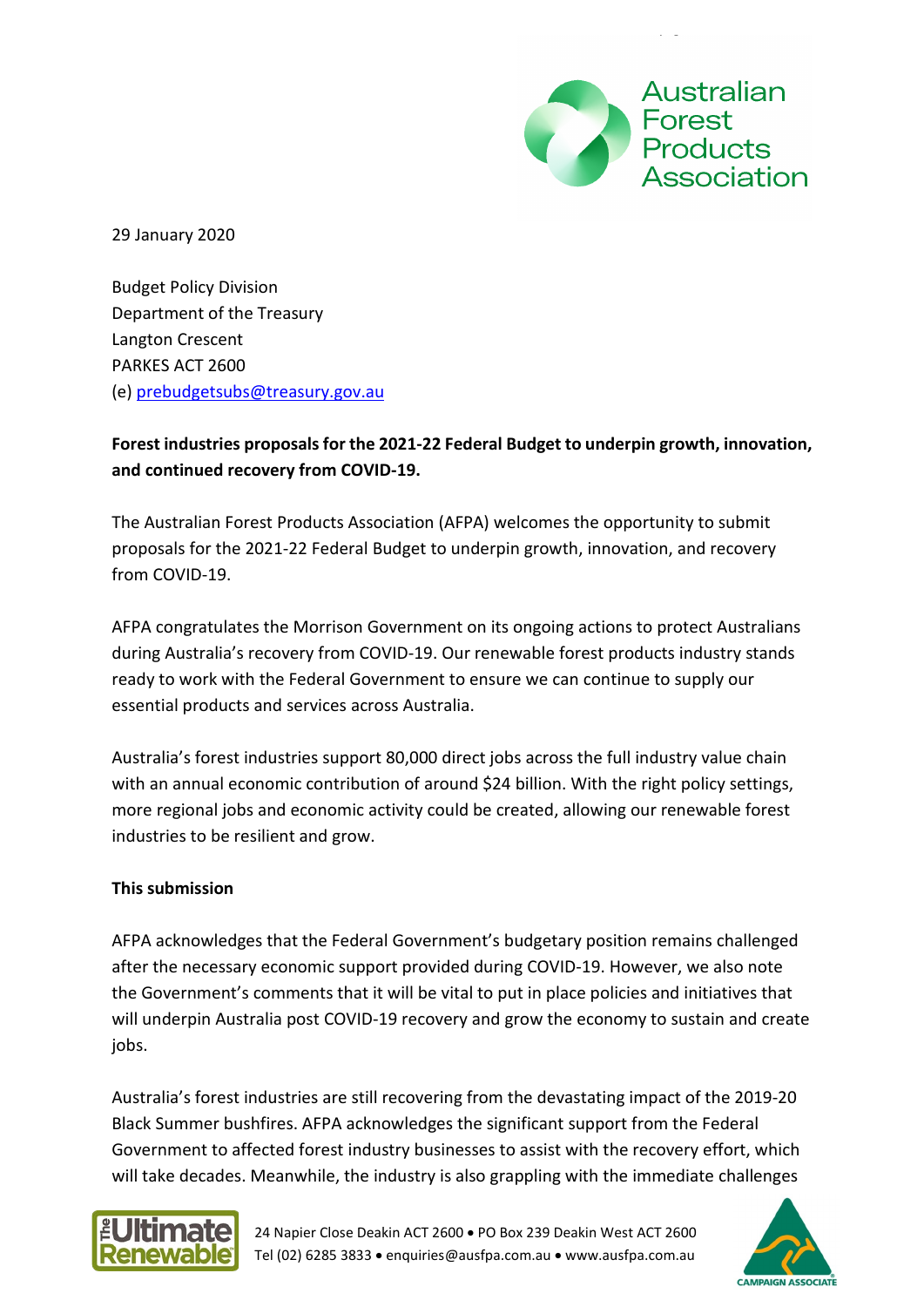29 January 2020

Budget Policy Division
Department of the Treasury
Langton Crescent
PARKES ACT 2600
(e) prebudgetsubs@treasury.gov.au

**Forest industries proposals for the 2021-22 Federal Budget to underpin growth, innovation, and continued recovery from COVID-19.**

The Australian Forest Products Association (AFPA) welcomes the opportunity to submit proposals for the 2021-22 Federal Budget to underpin growth, innovation, and recovery from COVID-19.

AFPA congratulates the Morrison Government on its ongoing actions to protect Australians during Australia's recovery from COVID-19. Our renewable forest products industry stands ready to work with the Federal Government to ensure we can continue to supply our essential products and services across Australia.

Australia's forest industries support 80,000 direct jobs across the full industry value chain with an annual economic contribution of around $24 billion. With the right policy settings, more regional jobs and economic activity could be created, allowing our renewable forest industries to be resilient and grow.

**This submission**

AFPA acknowledges that the Federal Government's budgetary position remains challenged after the necessary economic support provided during COVID-19. However, we also note the Government's comments that it will be vital to put in place policies and initiatives that will underpin Australia post COVID-19 recovery and grow the economy to sustain and create jobs.

Australia's forest industries are still recovering from the devastating impact of the 2019-20 Black Summer bushfires. AFPA acknowledges the significant support from the Federal Government to affected forest industry businesses to assist with the recovery effort, which will take decades. Meanwhile, the industry is also grappling with the immediate challenges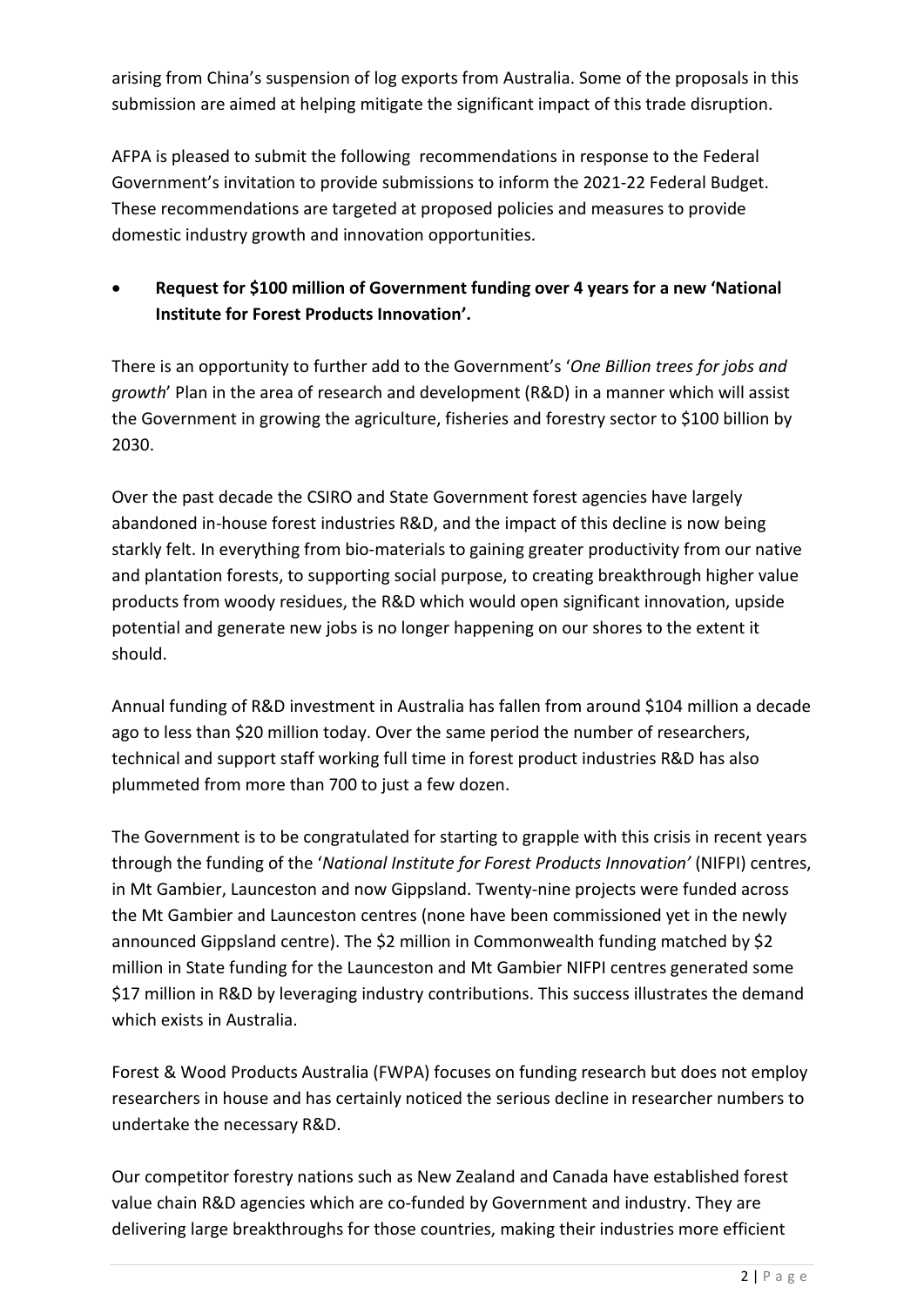arising from China's suspension of log exports from Australia. Some of the proposals in this submission are aimed at helping mitigate the significant impact of this trade disruption.

AFPA is pleased to submit the following recommendations in response to the Federal Government's invitation to provide submissions to inform the 2021-22 Federal Budget. These recommendations are targeted at proposed policies and measures to provide domestic industry growth and innovation opportunities.

- **Request for $100 million of Government funding over 4 years for a new 'National Institute for Forest Products Innovation'.**

There is an opportunity to further add to the Government's '*One Billion trees for jobs and growth*' Plan in the area of research and development (R&D) in a manner which will assist the Government in growing the agriculture, fisheries and forestry sector to $100 billion by 2030.

Over the past decade the CSIRO and State Government forest agencies have largely abandoned in-house forest industries R&D, and the impact of this decline is now being starkly felt. In everything from bio-materials to gaining greater productivity from our native and plantation forests, to supporting social purpose, to creating breakthrough higher value products from woody residues, the R&D which would open significant innovation, upside potential and generate new jobs is no longer happening on our shores to the extent it should.

Annual funding of R&D investment in Australia has fallen from around $104 million a decade ago to less than $20 million today. Over the same period the number of researchers, technical and support staff working full time in forest product industries R&D has also plummeted from more than 700 to just a few dozen.

The Government is to be congratulated for starting to grapple with this crisis in recent years through the funding of the '*National Institute for Forest Products Innovation'* (NIFPI) centres, in Mt Gambier, Launceston and now Gippsland. Twenty-nine projects were funded across the Mt Gambier and Launceston centres (none have been commissioned yet in the newly announced Gippsland centre). The $2 million in Commonwealth funding matched by $2 million in State funding for the Launceston and Mt Gambier NIFPI centres generated some $17 million in R&D by leveraging industry contributions. This success illustrates the demand which exists in Australia.

Forest & Wood Products Australia (FWPA) focuses on funding research but does not employ researchers in house and has certainly noticed the serious decline in researcher numbers to undertake the necessary R&D.

Our competitor forestry nations such as New Zealand and Canada have established forest value chain R&D agencies which are co-funded by Government and industry. They are delivering large breakthroughs for those countries, making their industries more efficient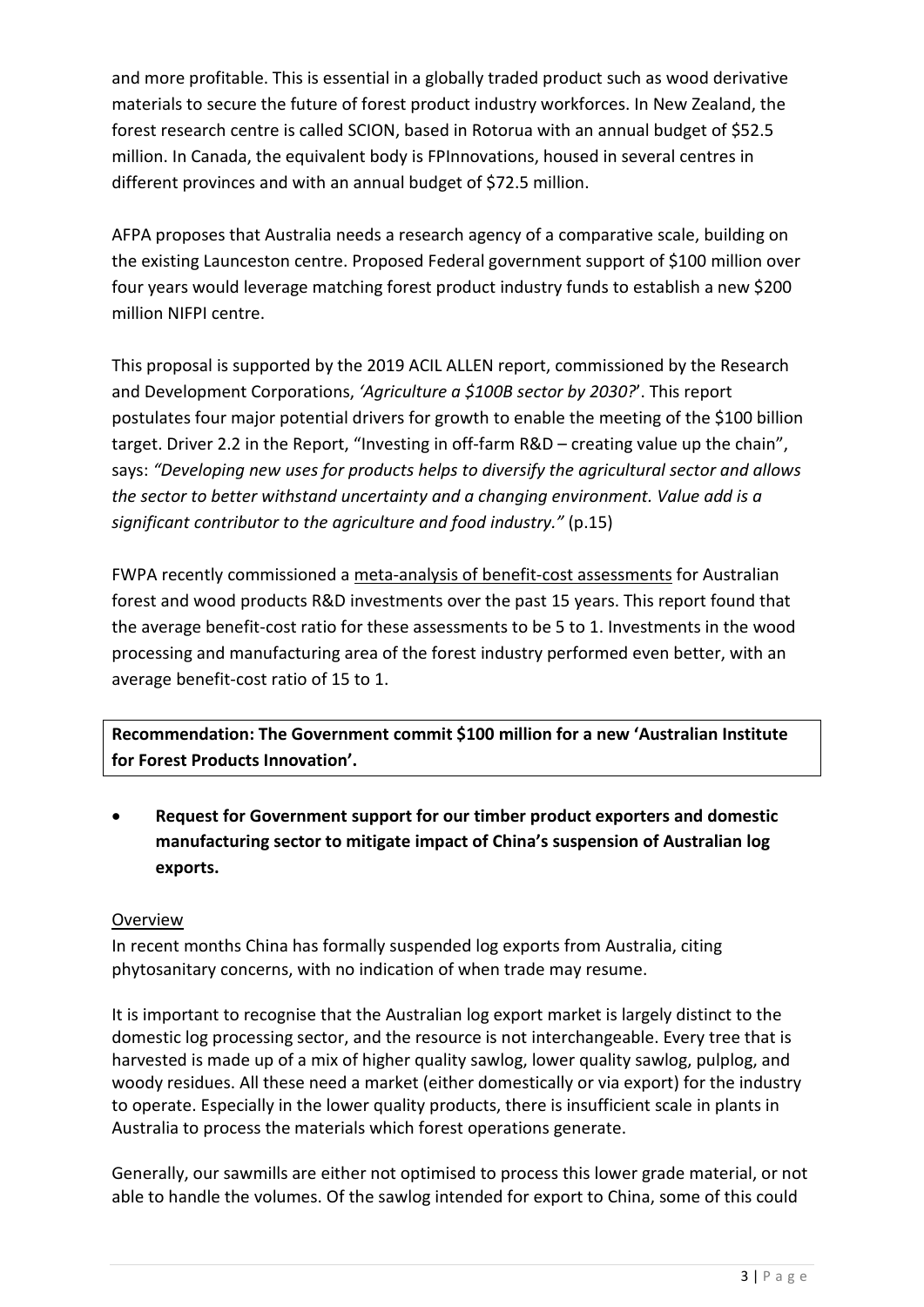and more profitable. This is essential in a globally traded product such as wood derivative materials to secure the future of forest product industry workforces. In New Zealand, the forest research centre is called SCION, based in Rotorua with an annual budget of $52.5 million. In Canada, the equivalent body is FPInnovations, housed in several centres in different provinces and with an annual budget of $72.5 million.

AFPA proposes that Australia needs a research agency of a comparative scale, building on the existing Launceston centre. Proposed Federal government support of $100 million over four years would leverage matching forest product industry funds to establish a new $200 million NIFPI centre.

This proposal is supported by the 2019 ACIL ALLEN report, commissioned by the Research and Development Corporations, *'Agriculture a $100B sector by 2030?*'. This report postulates four major potential drivers for growth to enable the meeting of the $100 billion target. Driver 2.2 in the Report, "Investing in off-farm R&D – creating value up the chain", says: *"Developing new uses for products helps to diversify the agricultural sector and allows the sector to better withstand uncertainty and a changing environment. Value add is a significant contributor to the agriculture and food industry."* (p.15)

FWPA recently commissioned a meta-analysis of benefit-cost assessments for Australian forest and wood products R&D investments over the past 15 years. This report found that the average benefit-cost ratio for these assessments to be 5 to 1. Investments in the wood processing and manufacturing area of the forest industry performed even better, with an average benefit-cost ratio of 15 to 1.

**Recommendation: The Government commit $100 million for a new 'Australian Institute for Forest Products Innovation'.**

- **Request for Government support for our timber product exporters and domestic manufacturing sector to mitigate impact of China's suspension of Australian log exports.**

Overview

In recent months China has formally suspended log exports from Australia, citing phytosanitary concerns, with no indication of when trade may resume.

It is important to recognise that the Australian log export market is largely distinct to the domestic log processing sector, and the resource is not interchangeable. Every tree that is harvested is made up of a mix of higher quality sawlog, lower quality sawlog, pulplog, and woody residues. All these need a market (either domestically or via export) for the industry to operate. Especially in the lower quality products, there is insufficient scale in plants in Australia to process the materials which forest operations generate.

Generally, our sawmills are either not optimised to process this lower grade material, or not able to handle the volumes. Of the sawlog intended for export to China, some of this could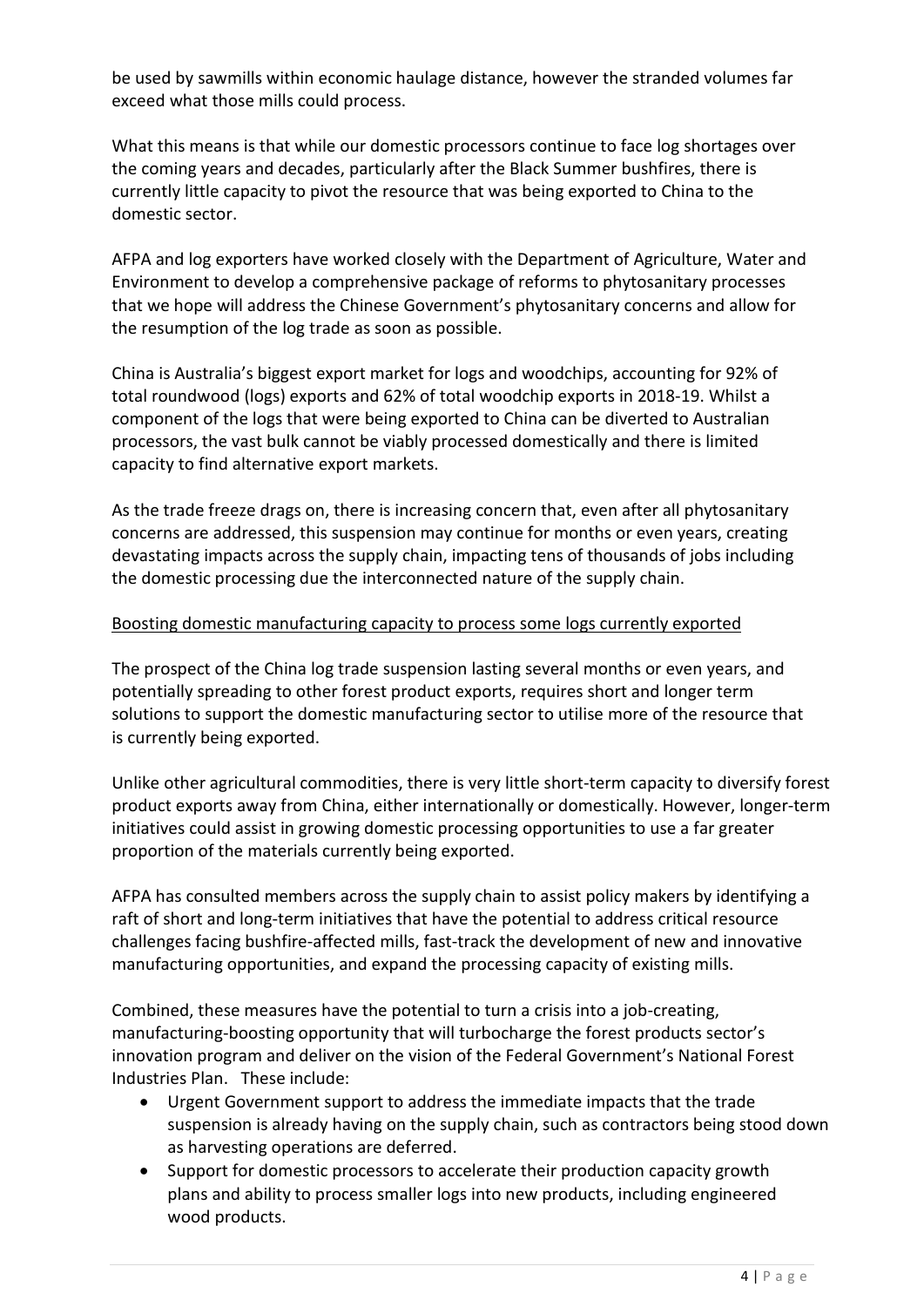be used by sawmills within economic haulage distance, however the stranded volumes far exceed what those mills could process.

What this means is that while our domestic processors continue to face log shortages over the coming years and decades, particularly after the Black Summer bushfires, there is currently little capacity to pivot the resource that was being exported to China to the domestic sector.

AFPA and log exporters have worked closely with the Department of Agriculture, Water and Environment to develop a comprehensive package of reforms to phytosanitary processes that we hope will address the Chinese Government's phytosanitary concerns and allow for the resumption of the log trade as soon as possible.

China is Australia's biggest export market for logs and woodchips, accounting for 92% of total roundwood (logs) exports and 62% of total woodchip exports in 2018-19. Whilst a component of the logs that were being exported to China can be diverted to Australian processors, the vast bulk cannot be viably processed domestically and there is limited capacity to find alternative export markets.

As the trade freeze drags on, there is increasing concern that, even after all phytosanitary concerns are addressed, this suspension may continue for months or even years, creating devastating impacts across the supply chain, impacting tens of thousands of jobs including the domestic processing due the interconnected nature of the supply chain.

<u>Boosting domestic manufacturing capacity to process some logs currently exported</u>

The prospect of the China log trade suspension lasting several months or even years, and potentially spreading to other forest product exports, requires short and longer term solutions to support the domestic manufacturing sector to utilise more of the resource that is currently being exported.

Unlike other agricultural commodities, there is very little short-term capacity to diversify forest product exports away from China, either internationally or domestically. However, longer-term initiatives could assist in growing domestic processing opportunities to use a far greater proportion of the materials currently being exported.

AFPA has consulted members across the supply chain to assist policy makers by identifying a raft of short and long-term initiatives that have the potential to address critical resource challenges facing bushfire-affected mills, fast-track the development of new and innovative manufacturing opportunities, and expand the processing capacity of existing mills.

Combined, these measures have the potential to turn a crisis into a job-creating, manufacturing-boosting opportunity that will turbocharge the forest products sector's innovation program and deliver on the vision of the Federal Government's National Forest Industries Plan. These include:

- Urgent Government support to address the immediate impacts that the trade suspension is already having on the supply chain, such as contractors being stood down as harvesting operations are deferred.
- Support for domestic processors to accelerate their production capacity growth plans and ability to process smaller logs into new products, including engineered wood products.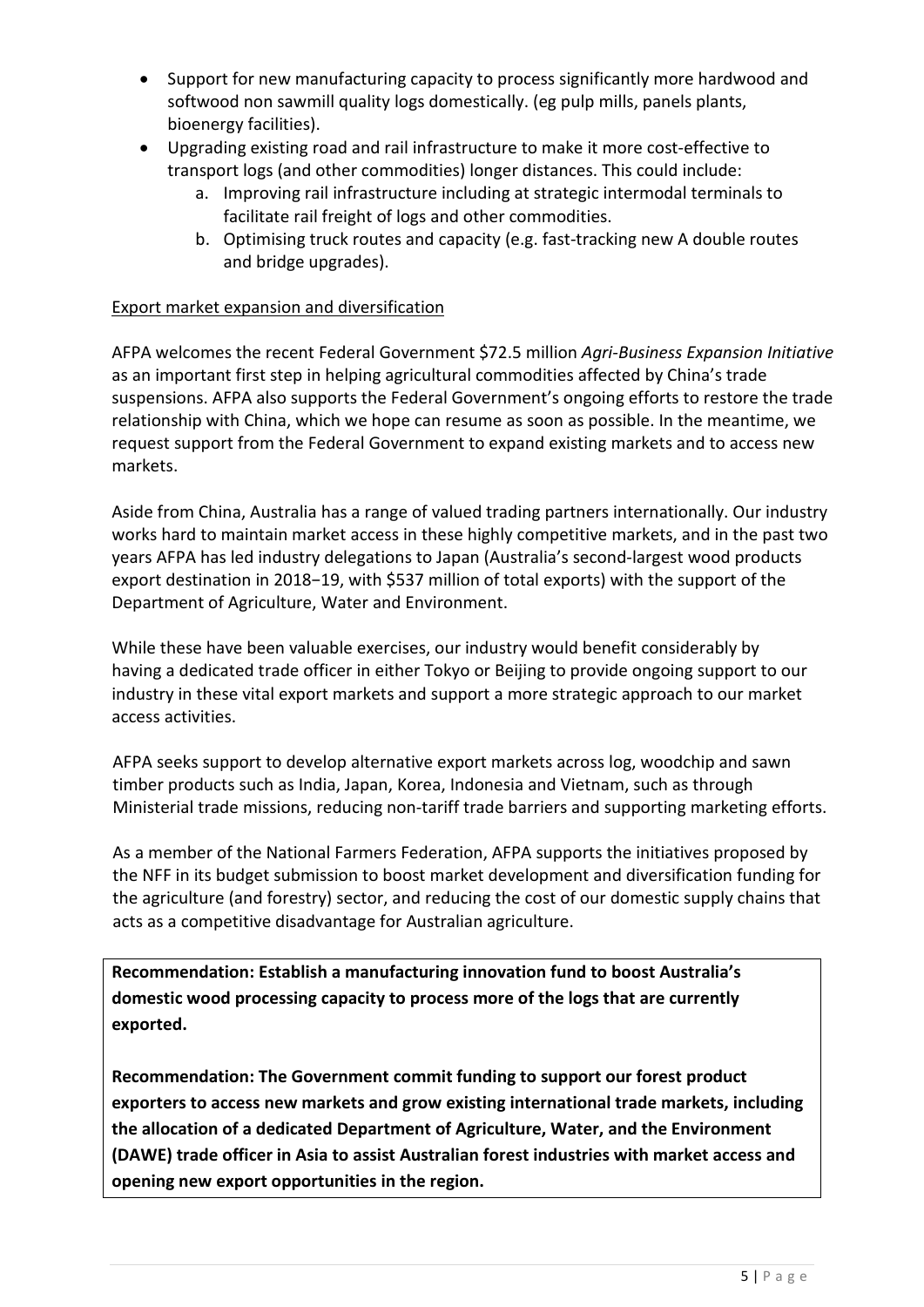- Support for new manufacturing capacity to process significantly more hardwood and softwood non sawmill quality logs domestically. (eg pulp mills, panels plants, bioenergy facilities).
- Upgrading existing road and rail infrastructure to make it more cost-effective to transport logs (and other commodities) longer distances. This could include:
    a. Improving rail infrastructure including at strategic intermodal terminals to facilitate rail freight of logs and other commodities.
    b. Optimising truck routes and capacity (e.g. fast-tracking new A double routes and bridge upgrades).

<u>Export market expansion and diversification</u>

AFPA welcomes the recent Federal Government $72.5 million *Agri-Business Expansion Initiative* as an important first step in helping agricultural commodities affected by China's trade suspensions. AFPA also supports the Federal Government's ongoing efforts to restore the trade relationship with China, which we hope can resume as soon as possible. In the meantime, we request support from the Federal Government to expand existing markets and to access new markets.

Aside from China, Australia has a range of valued trading partners internationally. Our industry works hard to maintain market access in these highly competitive markets, and in the past two years AFPA has led industry delegations to Japan (Australia's second-largest wood products export destination in 2018−19, with $537 million of total exports) with the support of the Department of Agriculture, Water and Environment.

While these have been valuable exercises, our industry would benefit considerably by having a dedicated trade officer in either Tokyo or Beijing to provide ongoing support to our industry in these vital export markets and support a more strategic approach to our market access activities.

AFPA seeks support to develop alternative export markets across log, woodchip and sawn timber products such as India, Japan, Korea, Indonesia and Vietnam, such as through Ministerial trade missions, reducing non-tariff trade barriers and supporting marketing efforts.

As a member of the National Farmers Federation, AFPA supports the initiatives proposed by the NFF in its budget submission to boost market development and diversification funding for the agriculture (and forestry) sector, and reducing the cost of our domestic supply chains that acts as a competitive disadvantage for Australian agriculture.

**Recommendation: Establish a manufacturing innovation fund to boost Australia's domestic wood processing capacity to process more of the logs that are currently exported.**

**Recommendation: The Government commit funding to support our forest product exporters to access new markets and grow existing international trade markets, including the allocation of a dedicated Department of Agriculture, Water, and the Environment (DAWE) trade officer in Asia to assist Australian forest industries with market access and opening new export opportunities in the region.**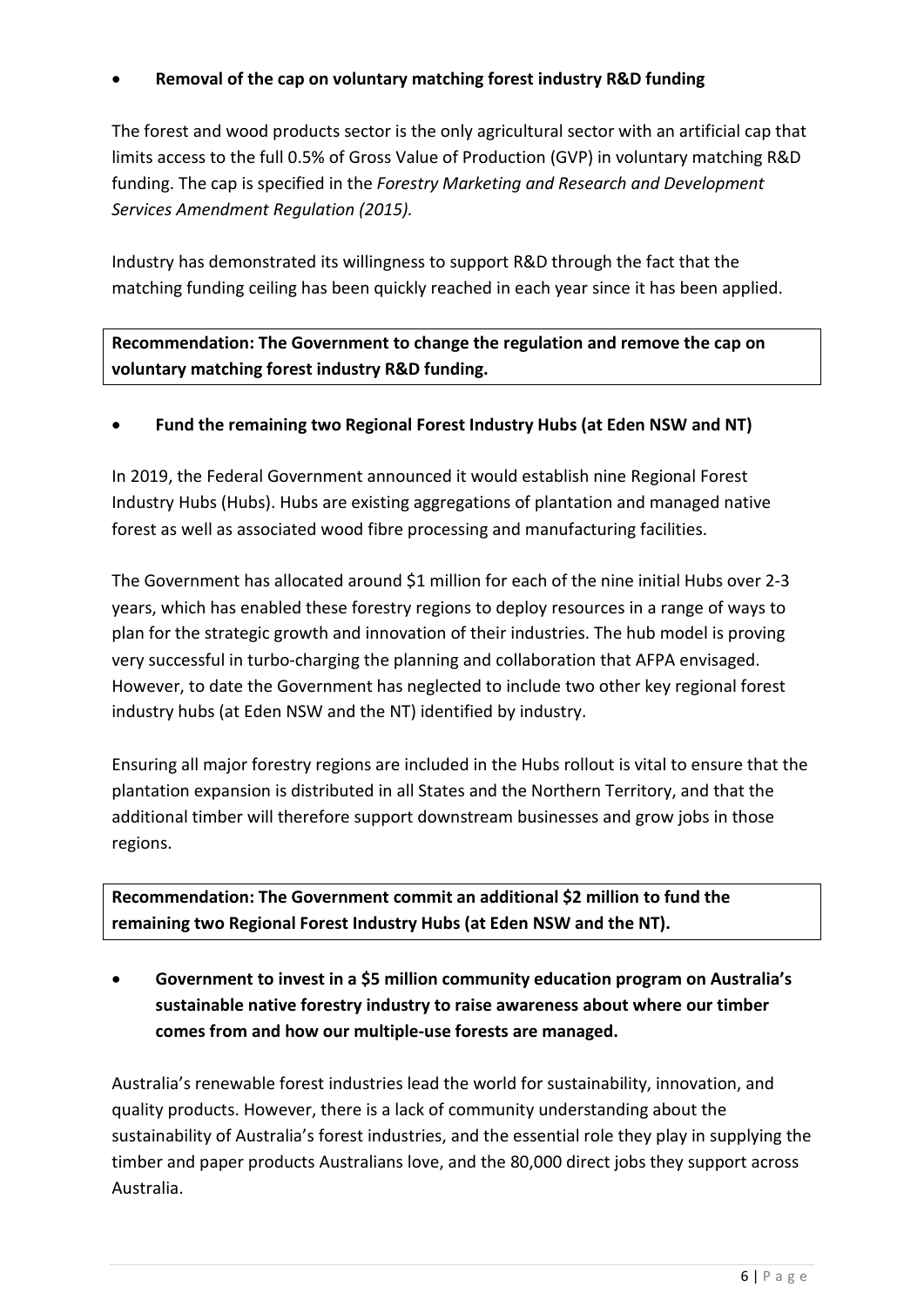- **Removal of the cap on voluntary matching forest industry R&D funding**

The forest and wood products sector is the only agricultural sector with an artificial cap that limits access to the full 0.5% of Gross Value of Production (GVP) in voluntary matching R&D funding. The cap is specified in the *Forestry Marketing and Research and Development Services Amendment Regulation (2015).*

Industry has demonstrated its willingness to support R&D through the fact that the matching funding ceiling has been quickly reached in each year since it has been applied.

**Recommendation: The Government to change the regulation and remove the cap on voluntary matching forest industry R&D funding.**

- **Fund the remaining two Regional Forest Industry Hubs (at Eden NSW and NT)**

In 2019, the Federal Government announced it would establish nine Regional Forest Industry Hubs (Hubs). Hubs are existing aggregations of plantation and managed native forest as well as associated wood fibre processing and manufacturing facilities.

The Government has allocated around $1 million for each of the nine initial Hubs over 2-3 years, which has enabled these forestry regions to deploy resources in a range of ways to plan for the strategic growth and innovation of their industries. The hub model is proving very successful in turbo-charging the planning and collaboration that AFPA envisaged. However, to date the Government has neglected to include two other key regional forest industry hubs (at Eden NSW and the NT) identified by industry.

Ensuring all major forestry regions are included in the Hubs rollout is vital to ensure that the plantation expansion is distributed in all States and the Northern Territory, and that the additional timber will therefore support downstream businesses and grow jobs in those regions.

**Recommendation: The Government commit an additional $2 million to fund the remaining two Regional Forest Industry Hubs (at Eden NSW and the NT).**

- **Government to invest in a $5 million community education program on Australia's sustainable native forestry industry to raise awareness about where our timber comes from and how our multiple-use forests are managed.**

Australia's renewable forest industries lead the world for sustainability, innovation, and quality products. However, there is a lack of community understanding about the sustainability of Australia's forest industries, and the essential role they play in supplying the timber and paper products Australians love, and the 80,000 direct jobs they support across Australia.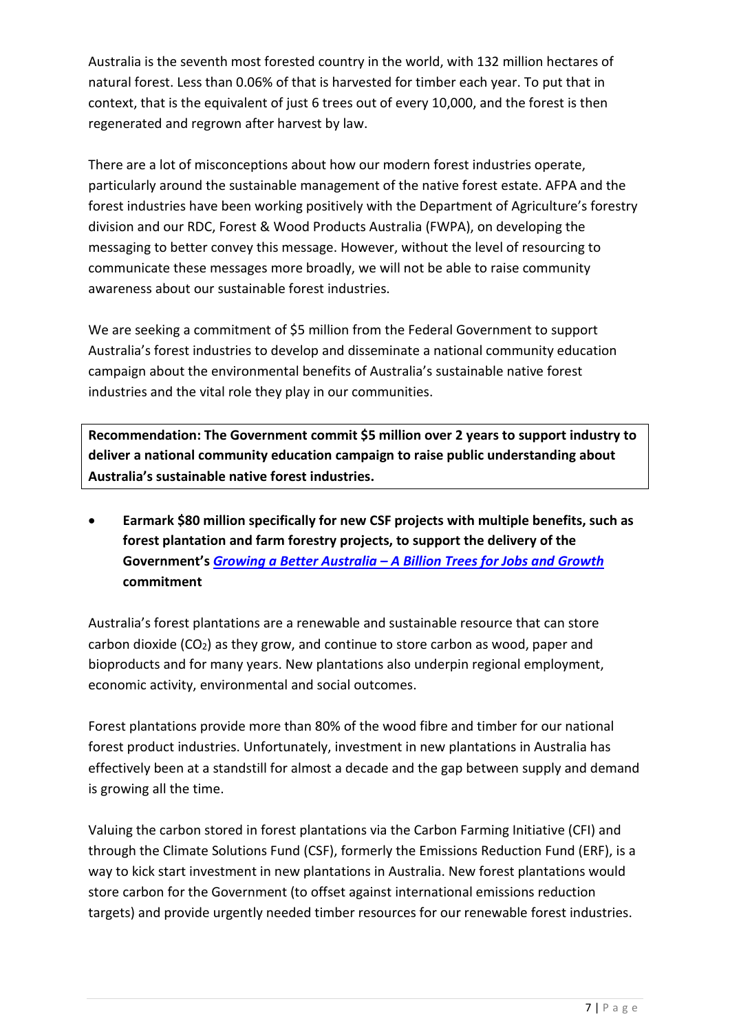Australia is the seventh most forested country in the world, with 132 million hectares of natural forest. Less than 0.06% of that is harvested for timber each year. To put that in context, that is the equivalent of just 6 trees out of every 10,000, and the forest is then regenerated and regrown after harvest by law.

There are a lot of misconceptions about how our modern forest industries operate, particularly around the sustainable management of the native forest estate. AFPA and the forest industries have been working positively with the Department of Agriculture's forestry division and our RDC, Forest & Wood Products Australia (FWPA), on developing the messaging to better convey this message. However, without the level of resourcing to communicate these messages more broadly, we will not be able to raise community awareness about our sustainable forest industries.

We are seeking a commitment of $5 million from the Federal Government to support Australia's forest industries to develop and disseminate a national community education campaign about the environmental benefits of Australia's sustainable native forest industries and the vital role they play in our communities.

**Recommendation: The Government commit $5 million over 2 years to support industry to deliver a national community education campaign to raise public understanding about Australia's sustainable native forest industries.**

- **Earmark $80 million specifically for new CSF projects with multiple benefits, such as forest plantation and farm forestry projects, to support the delivery of the Government's *Growing a Better Australia – A Billion Trees for Jobs and Growth* commitment**

Australia's forest plantations are a renewable and sustainable resource that can store carbon dioxide ($CO_2$) as they grow, and continue to store carbon as wood, paper and bioproducts and for many years. New plantations also underpin regional employment, economic activity, environmental and social outcomes.

Forest plantations provide more than 80% of the wood fibre and timber for our national forest product industries. Unfortunately, investment in new plantations in Australia has effectively been at a standstill for almost a decade and the gap between supply and demand is growing all the time.

Valuing the carbon stored in forest plantations via the Carbon Farming Initiative (CFI) and through the Climate Solutions Fund (CSF), formerly the Emissions Reduction Fund (ERF), is a way to kick start investment in new plantations in Australia. New forest plantations would store carbon for the Government (to offset against international emissions reduction targets) and provide urgently needed timber resources for our renewable forest industries.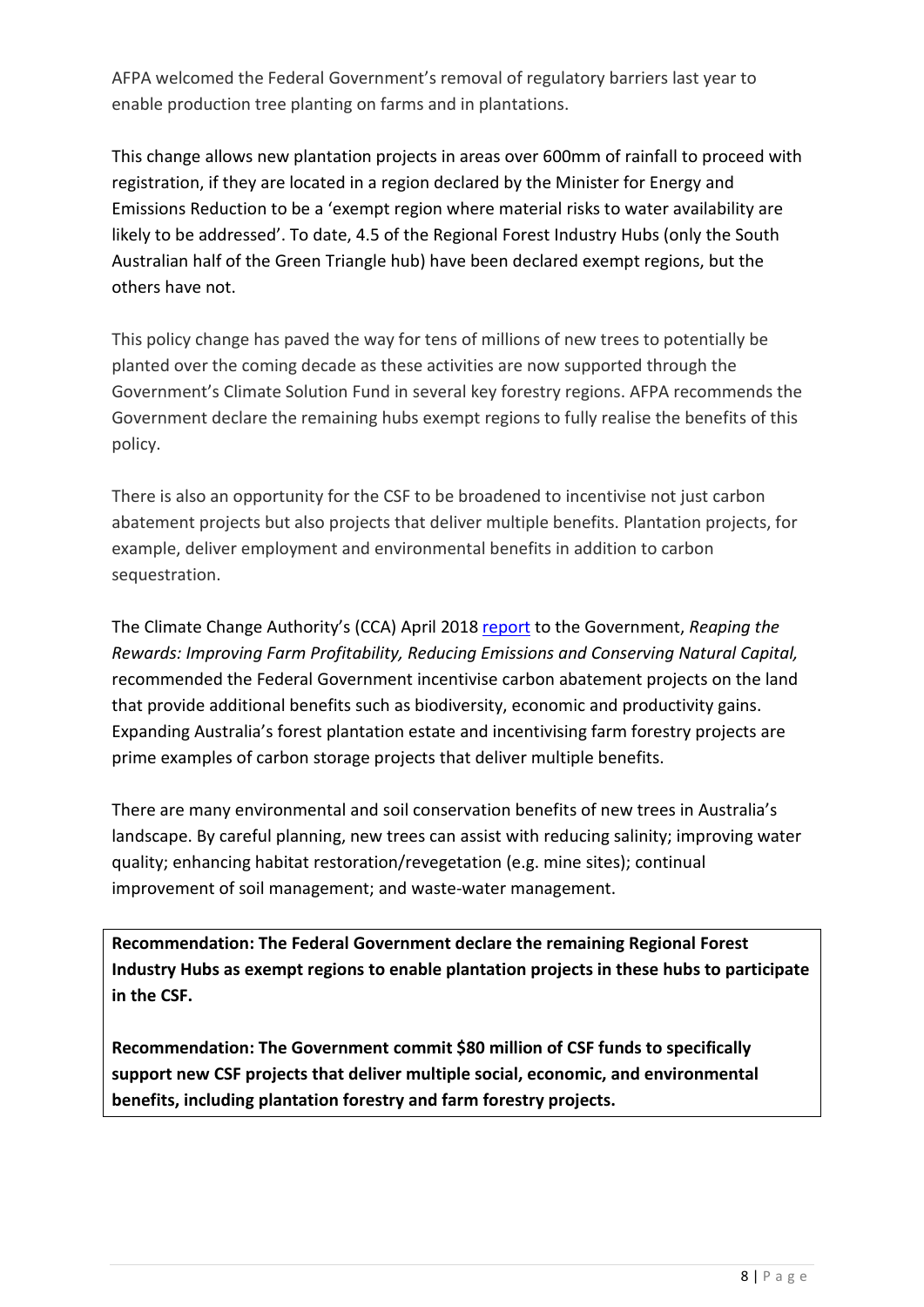AFPA welcomed the Federal Government's removal of regulatory barriers last year to enable production tree planting on farms and in plantations.

This change allows new plantation projects in areas over 600mm of rainfall to proceed with registration, if they are located in a region declared by the Minister for Energy and Emissions Reduction to be a 'exempt region where material risks to water availability are likely to be addressed'. To date, 4.5 of the Regional Forest Industry Hubs (only the South Australian half of the Green Triangle hub) have been declared exempt regions, but the others have not.

This policy change has paved the way for tens of millions of new trees to potentially be planted over the coming decade as these activities are now supported through the Government's Climate Solution Fund in several key forestry regions. AFPA recommends the Government declare the remaining hubs exempt regions to fully realise the benefits of this policy.

There is also an opportunity for the CSF to be broadened to incentivise not just carbon abatement projects but also projects that deliver multiple benefits. Plantation projects, for example, deliver employment and environmental benefits in addition to carbon sequestration.

The Climate Change Authority's (CCA) April 2018 report to the Government, *Reaping the Rewards: Improving Farm Profitability, Reducing Emissions and Conserving Natural Capital,* recommended the Federal Government incentivise carbon abatement projects on the land that provide additional benefits such as biodiversity, economic and productivity gains. Expanding Australia's forest plantation estate and incentivising farm forestry projects are prime examples of carbon storage projects that deliver multiple benefits.

There are many environmental and soil conservation benefits of new trees in Australia's landscape. By careful planning, new trees can assist with reducing salinity; improving water quality; enhancing habitat restoration/revegetation (e.g. mine sites); continual improvement of soil management; and waste-water management.

**Recommendation: The Federal Government declare the remaining Regional Forest Industry Hubs as exempt regions to enable plantation projects in these hubs to participate in the CSF.**

**Recommendation: The Government commit $80 million of CSF funds to specifically support new CSF projects that deliver multiple social, economic, and environmental benefits, including plantation forestry and farm forestry projects.**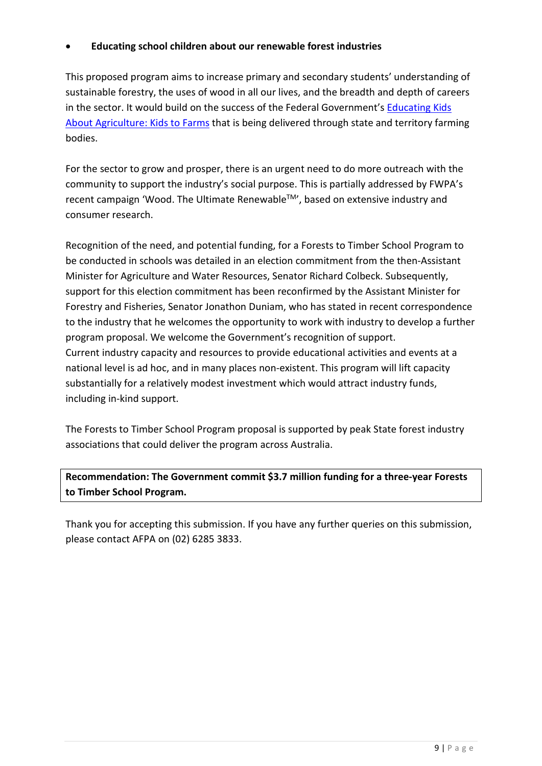- **Educating school children about our renewable forest industries**

This proposed program aims to increase primary and secondary students' understanding of sustainable forestry, the uses of wood in all our lives, and the breadth and depth of careers in the sector. It would build on the success of the Federal Government's Educating Kids About Agriculture: Kids to Farms that is being delivered through state and territory farming bodies.

For the sector to grow and prosper, there is an urgent need to do more outreach with the community to support the industry's social purpose. This is partially addressed by FWPA's recent campaign 'Wood. The Ultimate Renewable™', based on extensive industry and consumer research.

Recognition of the need, and potential funding, for a Forests to Timber School Program to be conducted in schools was detailed in an election commitment from the then-Assistant Minister for Agriculture and Water Resources, Senator Richard Colbeck. Subsequently, support for this election commitment has been reconfirmed by the Assistant Minister for Forestry and Fisheries, Senator Jonathon Duniam, who has stated in recent correspondence to the industry that he welcomes the opportunity to work with industry to develop a further program proposal. We welcome the Government's recognition of support.
Current industry capacity and resources to provide educational activities and events at a national level is ad hoc, and in many places non-existent. This program will lift capacity substantially for a relatively modest investment which would attract industry funds, including in-kind support.

The Forests to Timber School Program proposal is supported by peak State forest industry associations that could deliver the program across Australia.

**Recommendation: The Government commit $3.7 million funding for a three-year Forests to Timber School Program.**

Thank you for accepting this submission. If you have any further queries on this submission, please contact AFPA on (02) 6285 3833.